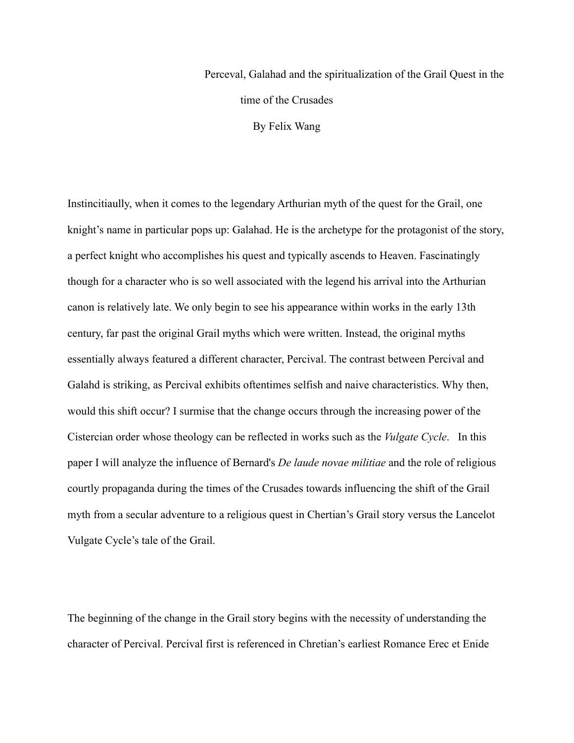Perceval, Galahad and the spiritualization of the Grail Quest in the time of the Crusades

By Felix Wang

Instincitiaully, when it comes to the legendary Arthurian myth of the quest for the Grail, one knight's name in particular pops up: Galahad. He is the archetype for the protagonist of the story, a perfect knight who accomplishes his quest and typically ascends to Heaven. Fascinatingly though for a character who is so well associated with the legend his arrival into the Arthurian canon is relatively late. We only begin to see his appearance within works in the early 13th century, far past the original Grail myths which were written. Instead, the original myths essentially always featured a different character, Percival. The contrast between Percival and Galahd is striking, as Percival exhibits oftentimes selfish and naive characteristics. Why then, would this shift occur? I surmise that the change occurs through the increasing power of the Cistercian order whose theology can be reflected in works such as the *Vulgate Cycle*. In this paper I will analyze the influence of Bernard's *De laude novae militiae* and the role of religious courtly propaganda during the times of the Crusades towards influencing the shift of the Grail myth from a secular adventure to a religious quest in Chertian's Grail story versus the Lancelot Vulgate Cycle's tale of the Grail.

The beginning of the change in the Grail story begins with the necessity of understanding the character of Percival. Percival first is referenced in Chretian's earliest Romance Erec et Enide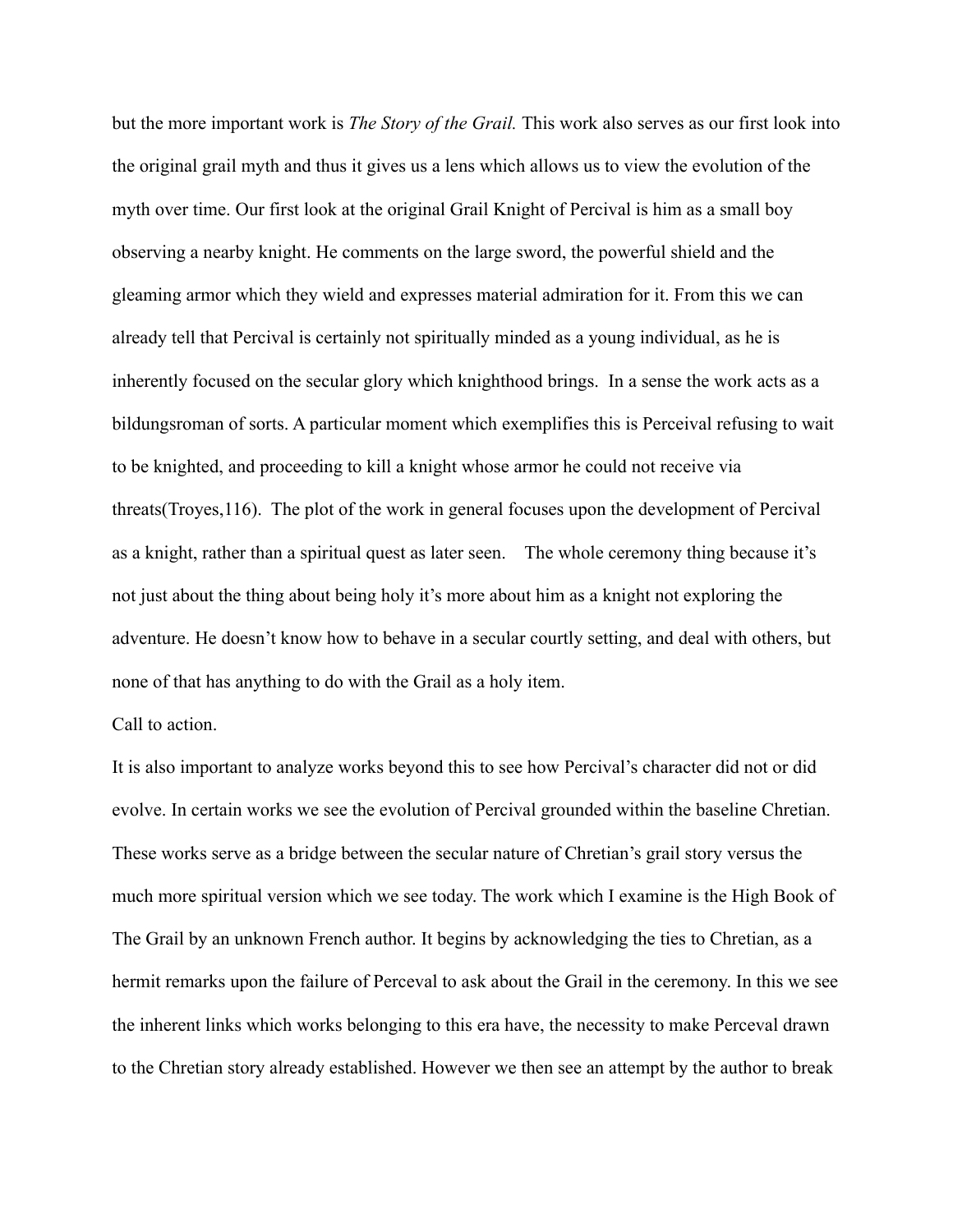but the more important work is *The Story of the Grail.* This work also serves as our first look into the original grail myth and thus it gives us a lens which allows us to view the evolution of the myth over time. Our first look at the original Grail Knight of Percival is him as a small boy observing a nearby knight. He comments on the large sword, the powerful shield and the gleaming armor which they wield and expresses material admiration for it. From this we can already tell that Percival is certainly not spiritually minded as a young individual, as he is inherently focused on the secular glory which knighthood brings. In a sense the work acts as a bildungsroman of sorts. A particular moment which exemplifies this is Perceival refusing to wait to be knighted, and proceeding to kill a knight whose armor he could not receive via threats(Troyes,116). The plot of the work in general focuses upon the development of Percival as a knight, rather than a spiritual quest as later seen. The whole ceremony thing because it's not just about the thing about being holy it's more about him as a knight not exploring the adventure. He doesn't know how to behave in a secular courtly setting, and deal with others, but none of that has anything to do with the Grail as a holy item.

Call to action.

It is also important to analyze works beyond this to see how Percival's character did not or did evolve. In certain works we see the evolution of Percival grounded within the baseline Chretian. These works serve as a bridge between the secular nature of Chretian's grail story versus the much more spiritual version which we see today. The work which I examine is the High Book of The Grail by an unknown French author. It begins by acknowledging the ties to Chretian, as a hermit remarks upon the failure of Perceval to ask about the Grail in the ceremony. In this we see the inherent links which works belonging to this era have, the necessity to make Perceval drawn to the Chretian story already established. However we then see an attempt by the author to break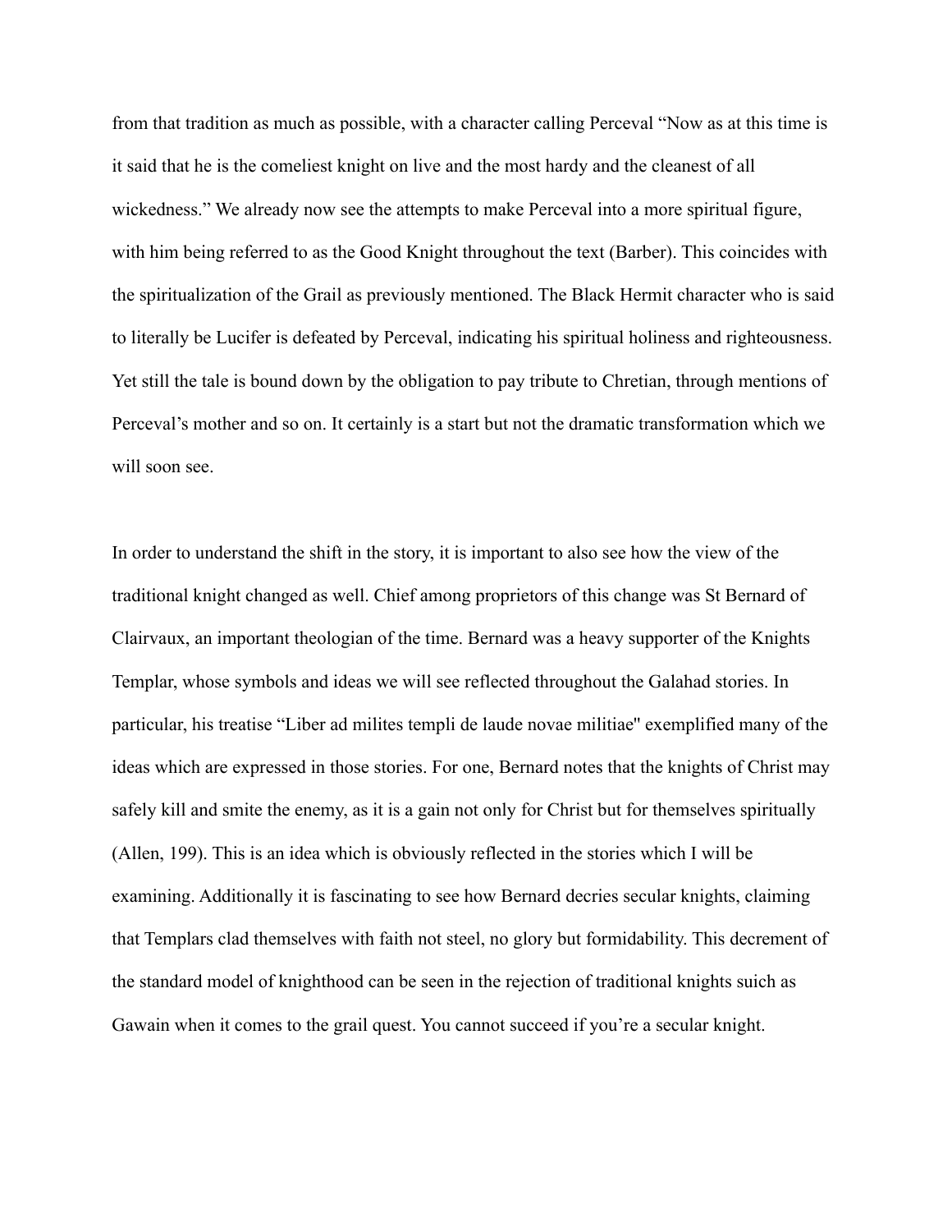from that tradition as much as possible, with a character calling Perceval "Now as at this time is it said that he is the comeliest knight on live and the most hardy and the cleanest of all wickedness." We already now see the attempts to make Perceval into a more spiritual figure, with him being referred to as the Good Knight throughout the text (Barber). This coincides with the spiritualization of the Grail as previously mentioned. The Black Hermit character who is said to literally be Lucifer is defeated by Perceval, indicating his spiritual holiness and righteousness. Yet still the tale is bound down by the obligation to pay tribute to Chretian, through mentions of Perceval's mother and so on. It certainly is a start but not the dramatic transformation which we will soon see.

In order to understand the shift in the story, it is important to also see how the view of the traditional knight changed as well. Chief among proprietors of this change was St Bernard of Clairvaux, an important theologian of the time. Bernard was a heavy supporter of the Knights Templar, whose symbols and ideas we will see reflected throughout the Galahad stories. In particular, his treatise "Liber ad milites templi de laude novae militiae" exemplified many of the ideas which are expressed in those stories. For one, Bernard notes that the knights of Christ may safely kill and smite the enemy, as it is a gain not only for Christ but for themselves spiritually (Allen, 199). This is an idea which is obviously reflected in the stories which I will be examining. Additionally it is fascinating to see how Bernard decries secular knights, claiming that Templars clad themselves with faith not steel, no glory but formidability. This decrement of the standard model of knighthood can be seen in the rejection of traditional knights suich as Gawain when it comes to the grail quest. You cannot succeed if you're a secular knight.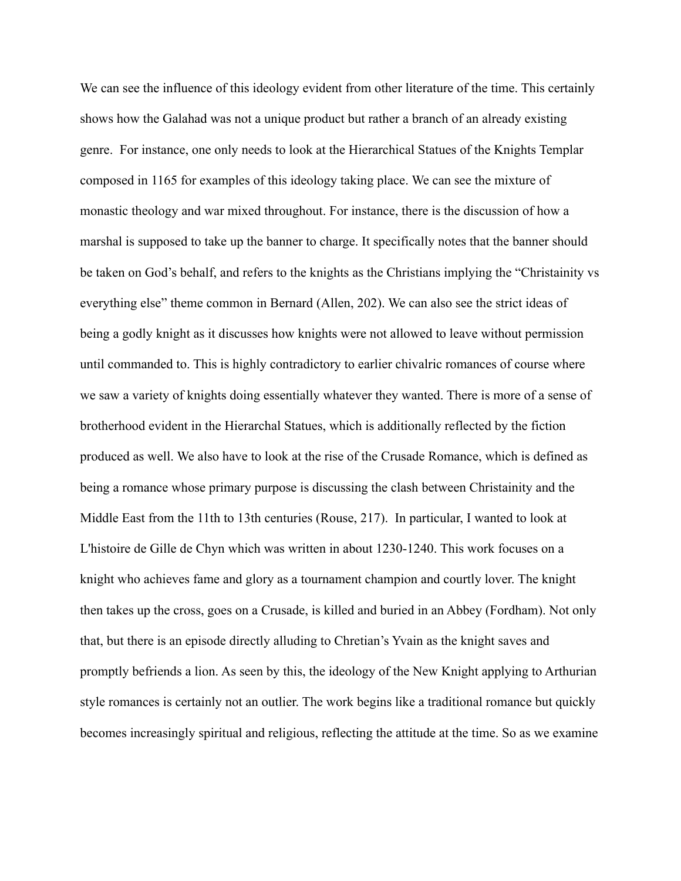We can see the influence of this ideology evident from other literature of the time. This certainly shows how the Galahad was not a unique product but rather a branch of an already existing genre.  For instance, one only needs to look at the Hierarchical Statues of the Knights Templar composed in 1165 for examples of this ideology taking place. We can see the mixture of monastic theology and war mixed throughout. For instance, there is the discussion of how a marshal is supposed to take up the banner to charge. It specifically notes that the banner should be taken on God's behalf, and refers to the knights as the Christians implying the "Christainity vs everything else" theme common in Bernard (Allen, 202). We can also see the strict ideas of being a godly knight as it discusses how knights were not allowed to leave without permission until commanded to. This is highly contradictory to earlier chivalric romances of course where we saw a variety of knights doing essentially whatever they wanted. There is more of a sense of brotherhood evident in the Hierarchal Statues, which is additionally reflected by the fiction produced as well. We also have to look at the rise of the Crusade Romance, which is defined as being a romance whose primary purpose is discussing the clash between Christainity and the Middle East from the 11th to 13th centuries (Rouse, 217).  In particular, I wanted to look at L'histoire de Gille de Chyn which was written in about 1230-1240. This work focuses on a knight who achieves fame and glory as a tournament champion and courtly lover. The knight then takes up the cross, goes on a Crusade, is killed and buried in an Abbey (Fordham). Not only that, but there is an episode directly alluding to Chretian's Yvain as the knight saves and promptly befriends a lion. As seen by this, the ideology of the New Knight applying to Arthurian style romances is certainly not an outlier. The work begins like a traditional romance but quickly becomes increasingly spiritual and religious, reflecting the attitude at the time. So as we examine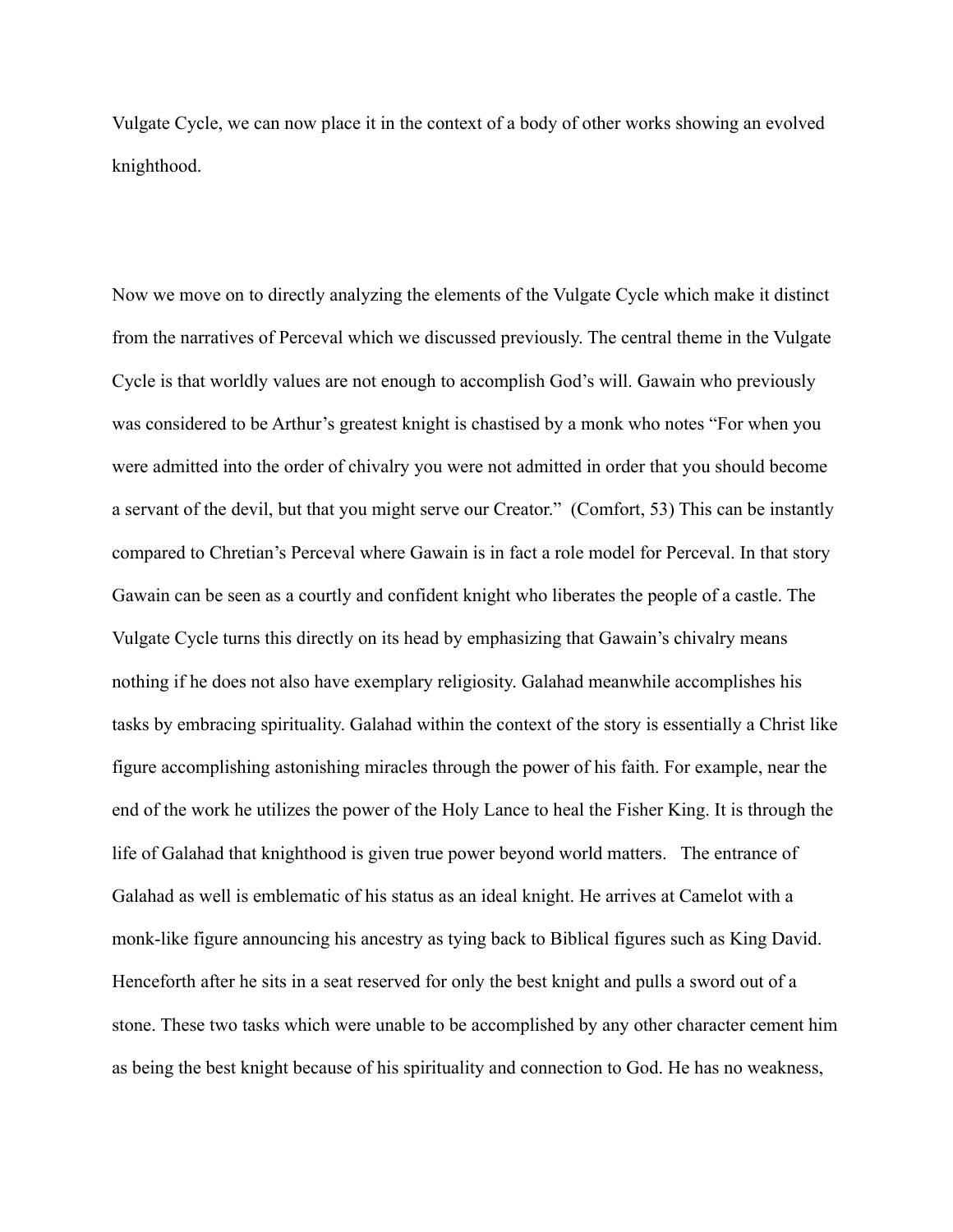Vulgate Cycle, we can now place it in the context of a body of other works showing an evolved knighthood.

Now we move on to directly analyzing the elements of the Vulgate Cycle which make it distinct from the narratives of Perceval which we discussed previously. The central theme in the Vulgate Cycle is that worldly values are not enough to accomplish God's will. Gawain who previously was considered to be Arthur's greatest knight is chastised by a monk who notes "For when you were admitted into the order of chivalry you were not admitted in order that you should become a servant of the devil, but that you might serve our Creator." (Comfort, 53) This can be instantly compared to Chretian's Perceval where Gawain is in fact a role model for Perceval. In that story Gawain can be seen as a courtly and confident knight who liberates the people of a castle. The Vulgate Cycle turns this directly on its head by emphasizing that Gawain's chivalry means nothing if he does not also have exemplary religiosity. Galahad meanwhile accomplishes his tasks by embracing spirituality. Galahad within the context of the story is essentially a Christ like figure accomplishing astonishing miracles through the power of his faith. For example, near the end of the work he utilizes the power of the Holy Lance to heal the Fisher King. It is through the life of Galahad that knighthood is given true power beyond world matters. The entrance of Galahad as well is emblematic of his status as an ideal knight. He arrives at Camelot with a monk-like figure announcing his ancestry as tying back to Biblical figures such as King David. Henceforth after he sits in a seat reserved for only the best knight and pulls a sword out of a stone. These two tasks which were unable to be accomplished by any other character cement him as being the best knight because of his spirituality and connection to God. He has no weakness,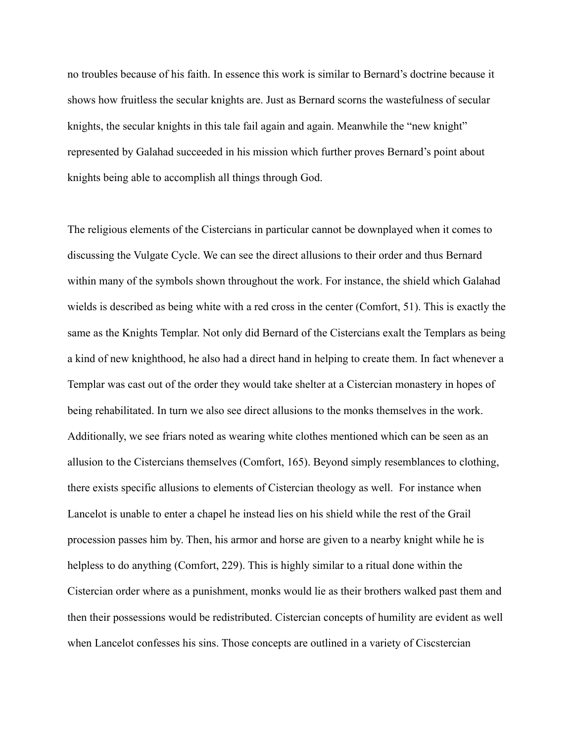no troubles because of his faith. In essence this work is similar to Bernard's doctrine because it shows how fruitless the secular knights are. Just as Bernard scorns the wastefulness of secular knights, the secular knights in this tale fail again and again. Meanwhile the "new knight" represented by Galahad succeeded in his mission which further proves Bernard's point about knights being able to accomplish all things through God.

The religious elements of the Cistercians in particular cannot be downplayed when it comes to discussing the Vulgate Cycle. We can see the direct allusions to their order and thus Bernard within many of the symbols shown throughout the work. For instance, the shield which Galahad wields is described as being white with a red cross in the center (Comfort, 51). This is exactly the same as the Knights Templar. Not only did Bernard of the Cistercians exalt the Templars as being a kind of new knighthood, he also had a direct hand in helping to create them. In fact whenever a Templar was cast out of the order they would take shelter at a Cistercian monastery in hopes of being rehabilitated. In turn we also see direct allusions to the monks themselves in the work. Additionally, we see friars noted as wearing white clothes mentioned which can be seen as an allusion to the Cistercians themselves (Comfort, 165). Beyond simply resemblances to clothing, there exists specific allusions to elements of Cistercian theology as well. For instance when Lancelot is unable to enter a chapel he instead lies on his shield while the rest of the Grail procession passes him by. Then, his armor and horse are given to a nearby knight while he is helpless to do anything (Comfort, 229). This is highly similar to a ritual done within the Cistercian order where as a punishment, monks would lie as their brothers walked past them and then their possessions would be redistributed. Cistercian concepts of humility are evident as well when Lancelot confesses his sins. Those concepts are outlined in a variety of Ciscstercian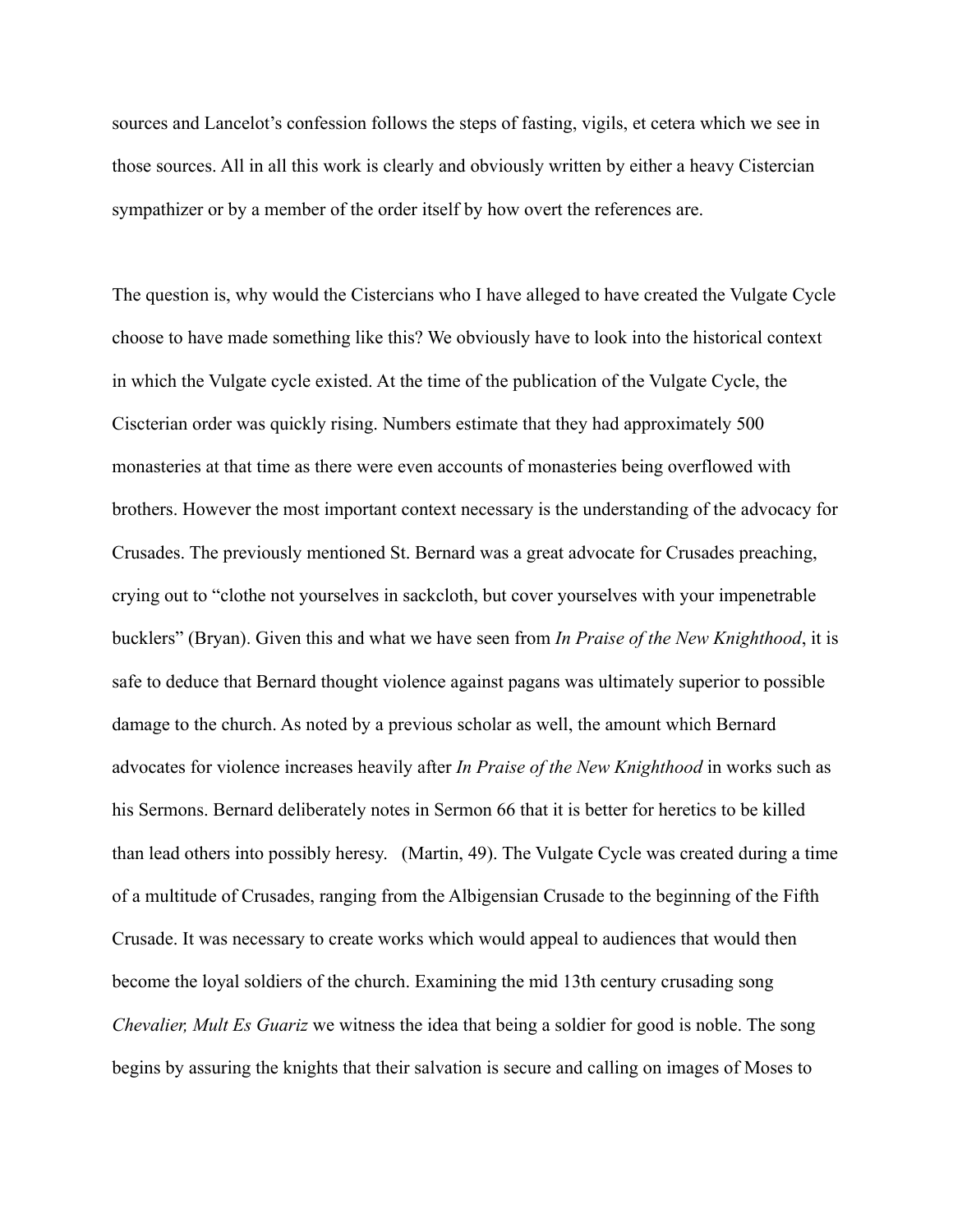sources and Lancelot's confession follows the steps of fasting, vigils, et cetera which we see in those sources. All in all this work is clearly and obviously written by either a heavy Cistercian sympathizer or by a member of the order itself by how overt the references are.

The question is, why would the Cistercians who I have alleged to have created the Vulgate Cycle choose to have made something like this? We obviously have to look into the historical context in which the Vulgate cycle existed. At the time of the publication of the Vulgate Cycle, the Ciscterian order was quickly rising. Numbers estimate that they had approximately 500 monasteries at that time as there were even accounts of monasteries being overflowed with brothers. However the most important context necessary is the understanding of the advocacy for Crusades. The previously mentioned St. Bernard was a great advocate for Crusades preaching, crying out to "clothe not yourselves in sackcloth, but cover yourselves with your impenetrable bucklers" (Bryan). Given this and what we have seen from *In Praise of the New Knighthood*, it is safe to deduce that Bernard thought violence against pagans was ultimately superior to possible damage to the church. As noted by a previous scholar as well, the amount which Bernard advocates for violence increases heavily after *In Praise of the New Knighthood* in works such as his Sermons. Bernard deliberately notes in Sermon 66 that it is better for heretics to be killed than lead others into possibly heresy. (Martin, 49). The Vulgate Cycle was created during a time of a multitude of Crusades, ranging from the Albigensian Crusade to the beginning of the Fifth Crusade. It was necessary to create works which would appeal to audiences that would then become the loyal soldiers of the church. Examining the mid 13th century crusading song *Chevalier, Mult Es Guariz* we witness the idea that being a soldier for good is noble. The song begins by assuring the knights that their salvation is secure and calling on images of Moses to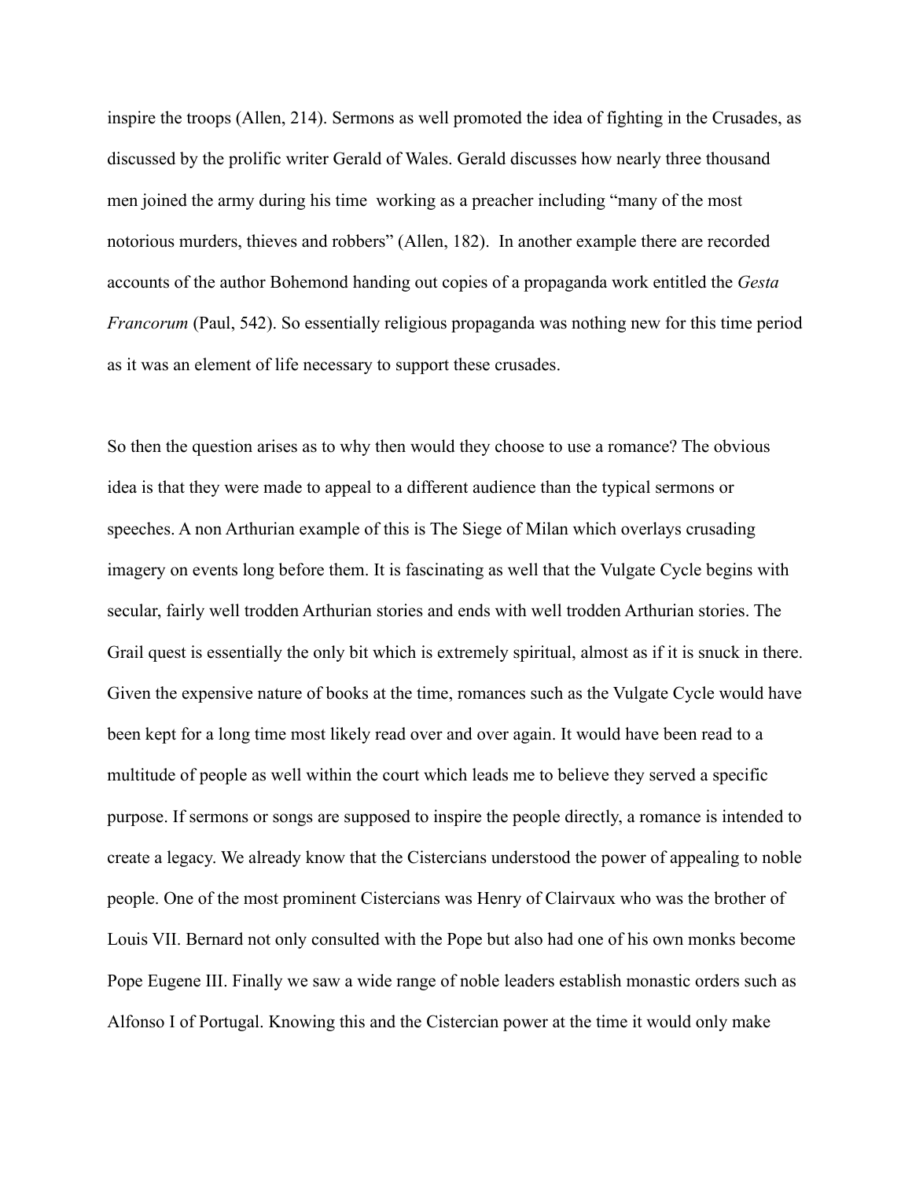inspire the troops (Allen, 214). Sermons as well promoted the idea of fighting in the Crusades, as discussed by the prolific writer Gerald of Wales. Gerald discusses how nearly three thousand men joined the army during his time  working as a preacher including "many of the most notorious murders, thieves and robbers" (Allen, 182).  In another example there are recorded accounts of the author Bohemond handing out copies of a propaganda work entitled the *Gesta Francorum* (Paul, 542). So essentially religious propaganda was nothing new for this time period as it was an element of life necessary to support these crusades.

So then the question arises as to why then would they choose to use a romance? The obvious idea is that they were made to appeal to a different audience than the typical sermons or speeches. A non Arthurian example of this is The Siege of Milan which overlays crusading imagery on events long before them. It is fascinating as well that the Vulgate Cycle begins with secular, fairly well trodden Arthurian stories and ends with well trodden Arthurian stories. The Grail quest is essentially the only bit which is extremely spiritual, almost as if it is snuck in there. Given the expensive nature of books at the time, romances such as the Vulgate Cycle would have been kept for a long time most likely read over and over again. It would have been read to a multitude of people as well within the court which leads me to believe they served a specific purpose. If sermons or songs are supposed to inspire the people directly, a romance is intended to create a legacy. We already know that the Cistercians understood the power of appealing to noble people. One of the most prominent Cistercians was Henry of Clairvaux who was the brother of Louis VII. Bernard not only consulted with the Pope but also had one of his own monks become Pope Eugene III. Finally we saw a wide range of noble leaders establish monastic orders such as Alfonso I of Portugal. Knowing this and the Cistercian power at the time it would only make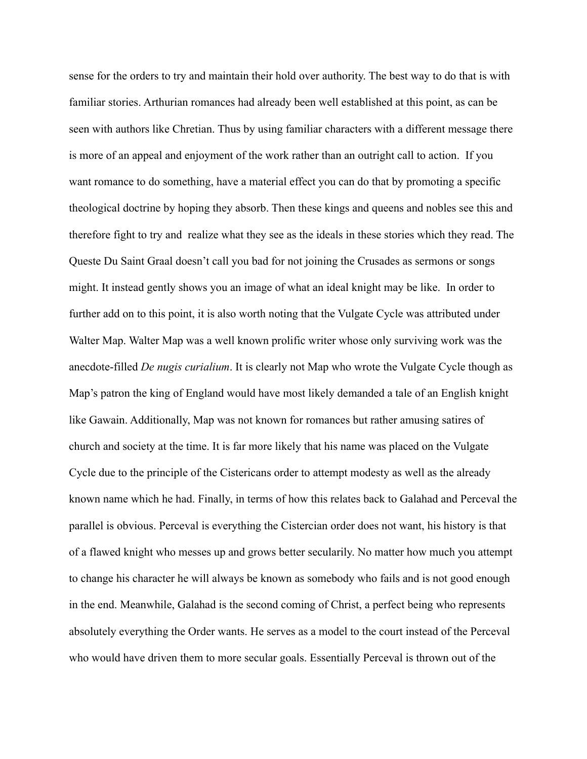sense for the orders to try and maintain their hold over authority. The best way to do that is with familiar stories. Arthurian romances had already been well established at this point, as can be seen with authors like Chretian. Thus by using familiar characters with a different message there is more of an appeal and enjoyment of the work rather than an outright call to action.  If you want romance to do something, have a material effect you can do that by promoting a specific theological doctrine by hoping they absorb. Then these kings and queens and nobles see this and therefore fight to try and  realize what they see as the ideals in these stories which they read. The Queste Du Saint Graal doesn't call you bad for not joining the Crusades as sermons or songs might. It instead gently shows you an image of what an ideal knight may be like.  In order to further add on to this point, it is also worth noting that the Vulgate Cycle was attributed under Walter Map. Walter Map was a well known prolific writer whose only surviving work was the anecdote-filled *De nugis curialium*. It is clearly not Map who wrote the Vulgate Cycle though as Map's patron the king of England would have most likely demanded a tale of an English knight like Gawain. Additionally, Map was not known for romances but rather amusing satires of church and society at the time. It is far more likely that his name was placed on the Vulgate Cycle due to the principle of the Cistericans order to attempt modesty as well as the already known name which he had. Finally, in terms of how this relates back to Galahad and Perceval the parallel is obvious. Perceval is everything the Cistercian order does not want, his history is that of a flawed knight who messes up and grows better secularily. No matter how much you attempt to change his character he will always be known as somebody who fails and is not good enough in the end. Meanwhile, Galahad is the second coming of Christ, a perfect being who represents absolutely everything the Order wants. He serves as a model to the court instead of the Perceval who would have driven them to more secular goals. Essentially Perceval is thrown out of the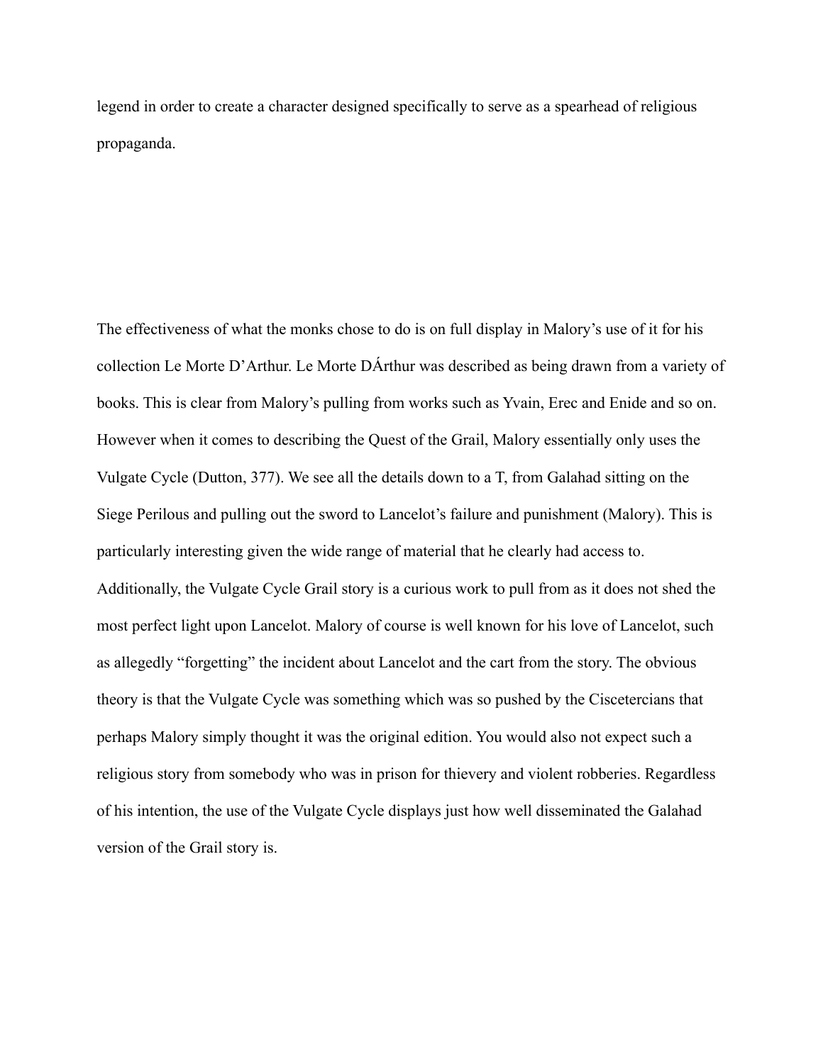legend in order to create a character designed specifically to serve as a spearhead of religious propaganda.

The effectiveness of what the monks chose to do is on full display in Malory's use of it for his collection Le Morte D'Arthur. Le Morte DÁrthur was described as being drawn from a variety of books. This is clear from Malory's pulling from works such as Yvain, Erec and Enide and so on. However when it comes to describing the Quest of the Grail, Malory essentially only uses the Vulgate Cycle (Dutton, 377). We see all the details down to a T, from Galahad sitting on the Siege Perilous and pulling out the sword to Lancelot's failure and punishment (Malory). This is particularly interesting given the wide range of material that he clearly had access to. Additionally, the Vulgate Cycle Grail story is a curious work to pull from as it does not shed the most perfect light upon Lancelot. Malory of course is well known for his love of Lancelot, such as allegedly "forgetting" the incident about Lancelot and the cart from the story. The obvious theory is that the Vulgate Cycle was something which was so pushed by the Ciscetercians that perhaps Malory simply thought it was the original edition. You would also not expect such a religious story from somebody who was in prison for thievery and violent robberies. Regardless of his intention, the use of the Vulgate Cycle displays just how well disseminated the Galahad version of the Grail story is.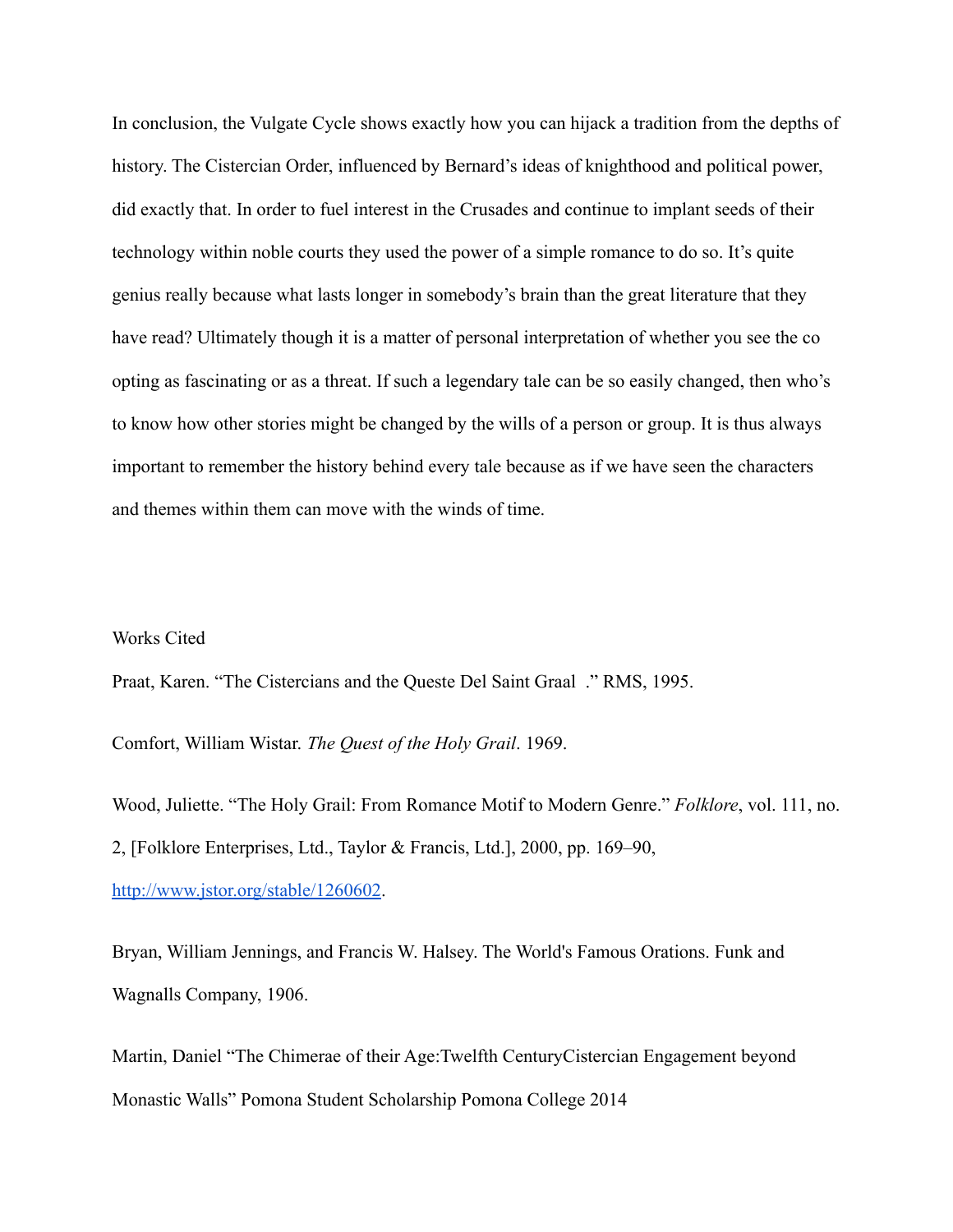In conclusion, the Vulgate Cycle shows exactly how you can hijack a tradition from the depths of history. The Cistercian Order, influenced by Bernard's ideas of knighthood and political power, did exactly that. In order to fuel interest in the Crusades and continue to implant seeds of their technology within noble courts they used the power of a simple romance to do so. It's quite genius really because what lasts longer in somebody's brain than the great literature that they have read? Ultimately though it is a matter of personal interpretation of whether you see the co opting as fascinating or as a threat. If such a legendary tale can be so easily changed, then who's to know how other stories might be changed by the wills of a person or group. It is thus always important to remember the history behind every tale because as if we have seen the characters and themes within them can move with the winds of time.

Works Cited

Praat, Karen. "The Cistercians and the Queste Del Saint Graal ." RMS, 1995.

Comfort, William Wistar. *The Quest of the Holy Grail*. 1969.

Wood, Juliette. "The Holy Grail: From Romance Motif to Modern Genre." *Folklore*, vol. 111, no. 2, [Folklore Enterprises, Ltd., Taylor & Francis, Ltd.], 2000, pp. 169–90, http://www.jstor.org/stable/1260602.

Bryan, William Jennings, and Francis W. Halsey. The World's Famous Orations. Funk and Wagnalls Company, 1906.

Martin, Daniel "The Chimerae of their Age:Twelfth CenturyCistercian Engagement beyond Monastic Walls" Pomona Student Scholarship Pomona College 2014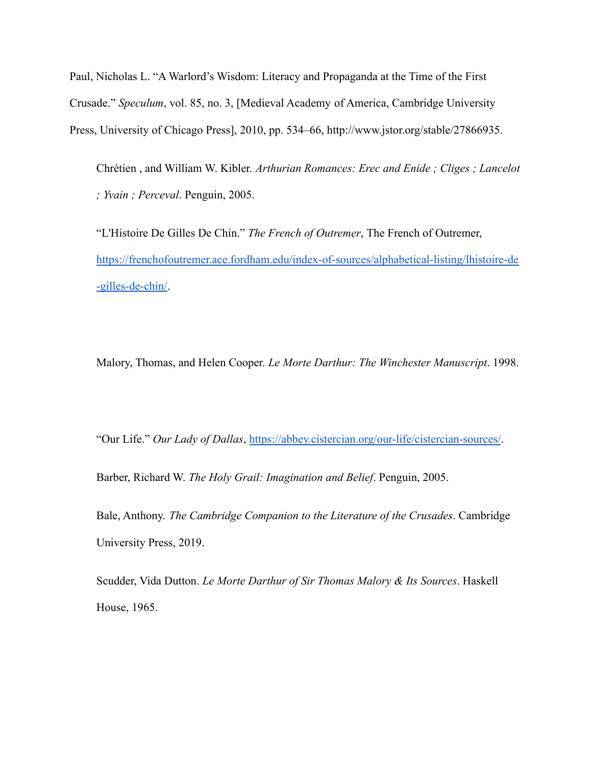Paul, Nicholas L. “A Warlord’s Wisdom: Literacy and Propaganda at the Time of the First Crusade.” *Speculum*, vol. 85, no. 3, [Medieval Academy of America, Cambridge University Press, University of Chicago Press], 2010, pp. 534–66, http://www.jstor.org/stable/27866935.

Chrétien , and William W. Kibler. *Arthurian Romances: Erec and Enide ; Cliges ; Lancelot ; Yvain ; Perceval*. Penguin, 2005.

“L'Histoire De Gilles De Chin.” *The French of Outremer*, The French of Outremer, https://frenchofoutremer.ace.fordham.edu/index-of-sources/alphabetical-listing/lhistoire-de-gilles-de-chin/.

Malory, Thomas, and Helen Cooper. *Le Morte Darthur: The Winchester Manuscript*. 1998.

“Our Life.” *Our Lady of Dallas*, https://abbey.cistercian.org/our-life/cistercian-sources/.

Barber, Richard W. *The Holy Grail: Imagination and Belief*. Penguin, 2005.

Bale, Anthony. *The Cambridge Companion to the Literature of the Crusades*. Cambridge University Press, 2019.

Scudder, Vida Dutton. *Le Morte Darthur of Sir Thomas Malory & Its Sources*. Haskell House, 1965.